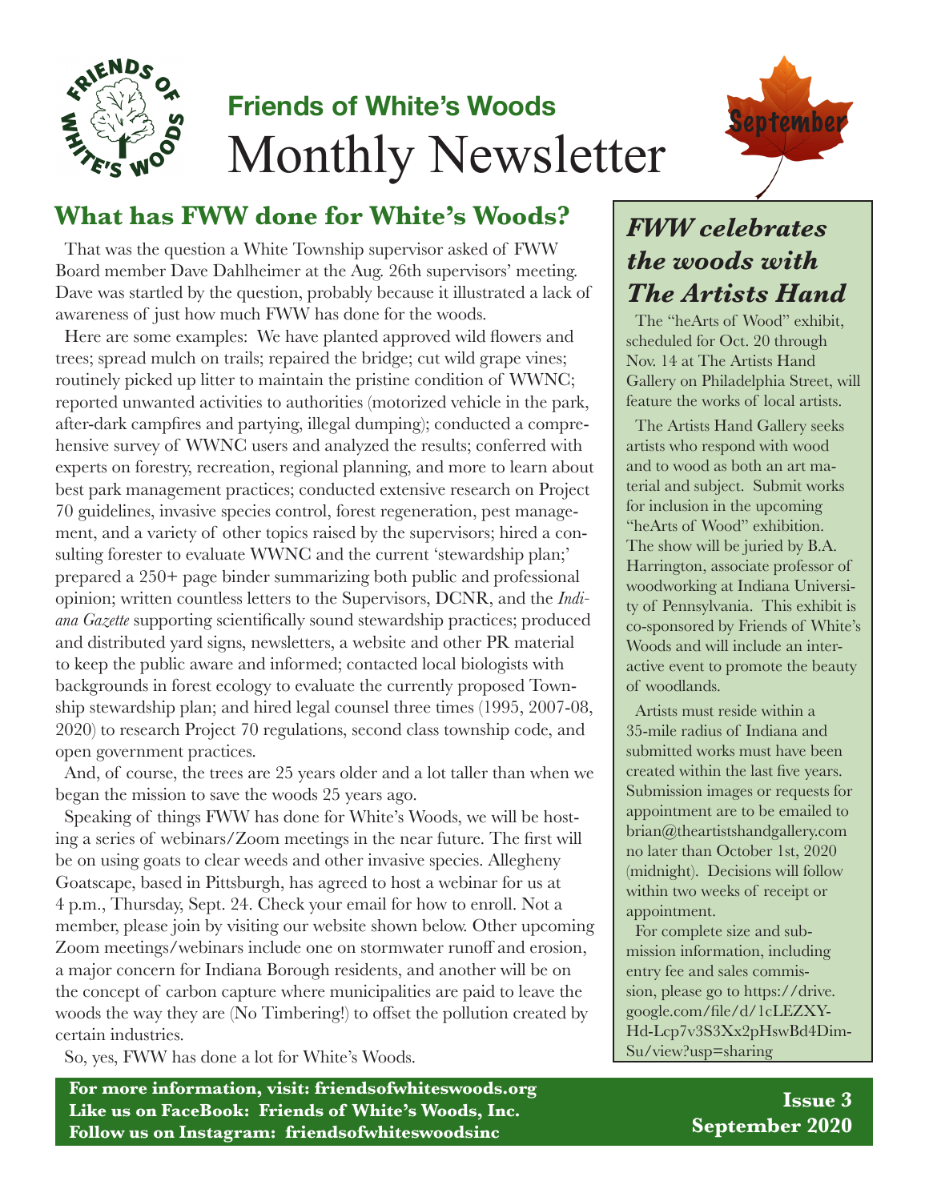# Friends of White's Woods
# Monthly Newsletter

September

## What has FWW done for White's Woods?

That was the question a White Township supervisor asked of FWW Board member Dave Dahlheimer at the Aug. 26th supervisors' meeting. Dave was startled by the question, probably because it illustrated a lack of awareness of just how much FWW has done for the woods.

Here are some examples: We have planted approved wild flowers and trees; spread mulch on trails; repaired the bridge; cut wild grape vines; routinely picked up litter to maintain the pristine condition of WWNC; reported unwanted activities to authorities (motorized vehicle in the park, after-dark campfires and partying, illegal dumping); conducted a comprehensive survey of WWNC users and analyzed the results; conferred with experts on forestry, recreation, regional planning, and more to learn about best park management practices; conducted extensive research on Project 70 guidelines, invasive species control, forest regeneration, pest management, and a variety of other topics raised by the supervisors; hired a consulting forester to evaluate WWNC and the current 'stewardship plan;' prepared a 250+ page binder summarizing both public and professional opinion; written countless letters to the Supervisors, DCNR, and the *Indiana Gazette* supporting scientifically sound stewardship practices; produced and distributed yard signs, newsletters, a website and other PR material to keep the public aware and informed; contacted local biologists with backgrounds in forest ecology to evaluate the currently proposed Township stewardship plan; and hired legal counsel three times (1995, 2007-08, 2020) to research Project 70 regulations, second class township code, and open government practices.

And, of course, the trees are 25 years older and a lot taller than when we began the mission to save the woods 25 years ago.

Speaking of things FWW has done for White's Woods, we will be hosting a series of webinars/Zoom meetings in the near future. The first will be on using goats to clear weeds and other invasive species. Allegheny Goatscape, based in Pittsburgh, has agreed to host a webinar for us at 4 p.m., Thursday, Sept. 24. Check your email for how to enroll. Not a member, please join by visiting our website shown below. Other upcoming Zoom meetings/webinars include one on stormwater runoff and erosion, a major concern for Indiana Borough residents, and another will be on the concept of carbon capture where municipalities are paid to leave the woods the way they are (No Timbering!) to offset the pollution created by certain industries.

So, yes, FWW has done a lot for White's Woods.

## *FWW celebrates the woods with The Artists Hand*

The "heArts of Wood" exhibit, scheduled for Oct. 20 through Nov. 14 at The Artists Hand Gallery on Philadelphia Street, will feature the works of local artists.

The Artists Hand Gallery seeks artists who respond with wood and to wood as both an art material and subject. Submit works for inclusion in the upcoming "heArts of Wood" exhibition. The show will be juried by B.A. Harrington, associate professor of woodworking at Indiana University of Pennsylvania. This exhibit is co-sponsored by Friends of White's Woods and will include an interactive event to promote the beauty of woodlands.

Artists must reside within a 35-mile radius of Indiana and submitted works must have been created within the last five years. Submission images or requests for appointment are to be emailed to brian@theartistshandgallery.com no later than October 1st, 2020 (midnight). Decisions will follow within two weeks of receipt or appointment.

For complete size and submission information, including entry fee and sales commission, please go to https://drive.google.com/file/d/1cLEZXY-Hd-Lcp7v3S3Xx2pHswBd4DimSu/view?usp=sharing

**For more information, visit: friendsofwhiteswoods.org**
**Like us on FaceBook: Friends of White's Woods, Inc.**
**Follow us on Instagram: friendsofwhiteswoodsinc**

**Issue 3**
**September 2020**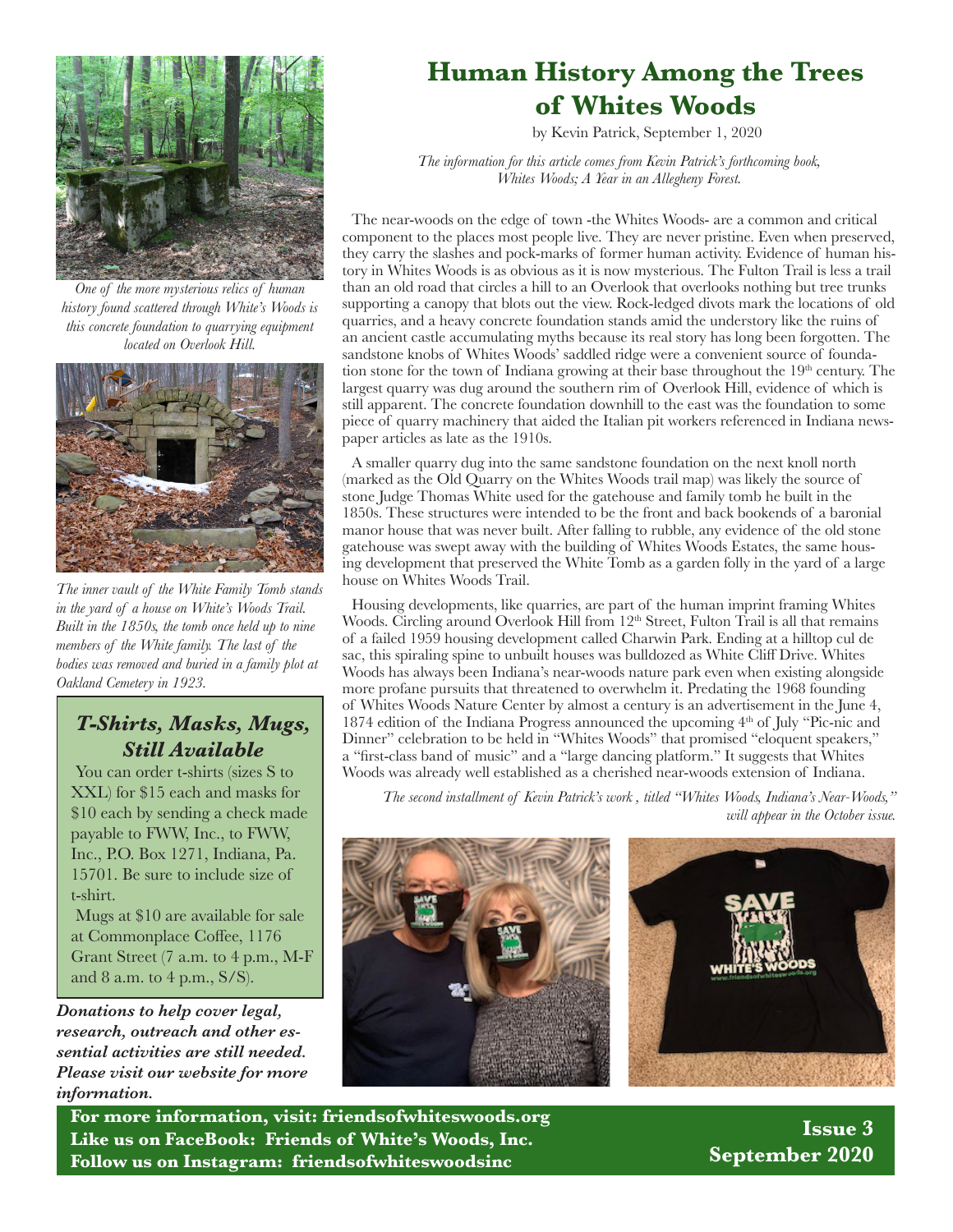# Human History Among the Trees of Whites Woods

by Kevin Patrick, September 1, 2020

*The information for this article comes from Kevin Patrick's forthcoming book, Whites Woods; A Year in an Allegheny Forest.*

The near-woods on the edge of town -the Whites Woods- are a common and critical component to the places most people live. They are never pristine. Even when preserved, they carry the slashes and pock-marks of former human activity. Evidence of human history in Whites Woods is as obvious as it is now mysterious. The Fulton Trail is less a trail than an old road that circles a hill to an Overlook that overlooks nothing but tree trunks supporting a canopy that blots out the view. Rock-ledged divots mark the locations of old quarries, and a heavy concrete foundation stands amid the understory like the ruins of an ancient castle accumulating myths because its real story has long been forgotten. The sandstone knobs of Whites Woods' saddled ridge were a convenient source of foundation stone for the town of Indiana growing at their base throughout the 19th century. The largest quarry was dug around the southern rim of Overlook Hill, evidence of which is still apparent. The concrete foundation downhill to the east was the foundation to some piece of quarry machinery that aided the Italian pit workers referenced in Indiana newspaper articles as late as the 1910s.

A smaller quarry dug into the same sandstone foundation on the next knoll north (marked as the Old Quarry on the Whites Woods trail map) was likely the source of stone Judge Thomas White used for the gatehouse and family tomb he built in the 1850s. These structures were intended to be the front and back bookends of a baronial manor house that was never built. After falling to rubble, any evidence of the old stone gatehouse was swept away with the building of Whites Woods Estates, the same housing development that preserved the White Tomb as a garden folly in the yard of a large house on Whites Woods Trail.

Housing developments, like quarries, are part of the human imprint framing Whites Woods. Circling around Overlook Hill from 12th Street, Fulton Trail is all that remains of a failed 1959 housing development called Charwin Park. Ending at a hilltop cul de sac, this spiraling spine to unbuilt houses was bulldozed as White Cliff Drive. Whites Woods has always been Indiana's near-woods nature park even when existing alongside more profane pursuits that threatened to overwhelm it. Predating the 1968 founding of Whites Woods Nature Center by almost a century is an advertisement in the June 4, 1874 edition of the Indiana Progress announced the upcoming 4th of July "Pic-nic and Dinner" celebration to be held in "Whites Woods" that promised "eloquent speakers," a "first-class band of music" and a "large dancing platform." It suggests that Whites Woods was already well established as a cherished near-woods extension of Indiana.

*The second installment of Kevin Patrick's work , titled "Whites Woods, Indiana's Near-Woods," will appear in the October issue.*

*One of the more mysterious relics of human history found scattered through White's Woods is this concrete foundation to quarrying equipment located on Overlook Hill.*

*The inner vault of the White Family Tomb stands in the yard of a house on White's Woods Trail. Built in the 1850s, the tomb once held up to nine members of the White family. The last of the bodies was removed and buried in a family plot at Oakland Cemetery in 1923.*

## *T-Shirts, Masks, Mugs, Still Available*

You can order t-shirts (sizes S to XXL) for $15 each and masks for $10 each by sending a check made payable to FWW, Inc., to FWW, Inc., P.O. Box 1271, Indiana, Pa. 15701. Be sure to include size of t-shirt.

Mugs at $10 are available for sale at Commonplace Coffee, 1176 Grant Street (7 a.m. to 4 p.m., M-F and 8 a.m. to 4 p.m., S/S).

***Donations to help cover legal, research, outreach and other essential activities are still needed. Please visit our website for more information.***

**For more information, visit: friendsofwhiteswoods.org**
**Like us on FaceBook: Friends of White's Woods, Inc.**
**Follow us on Instagram: friendsofwhiteswoodsinc**